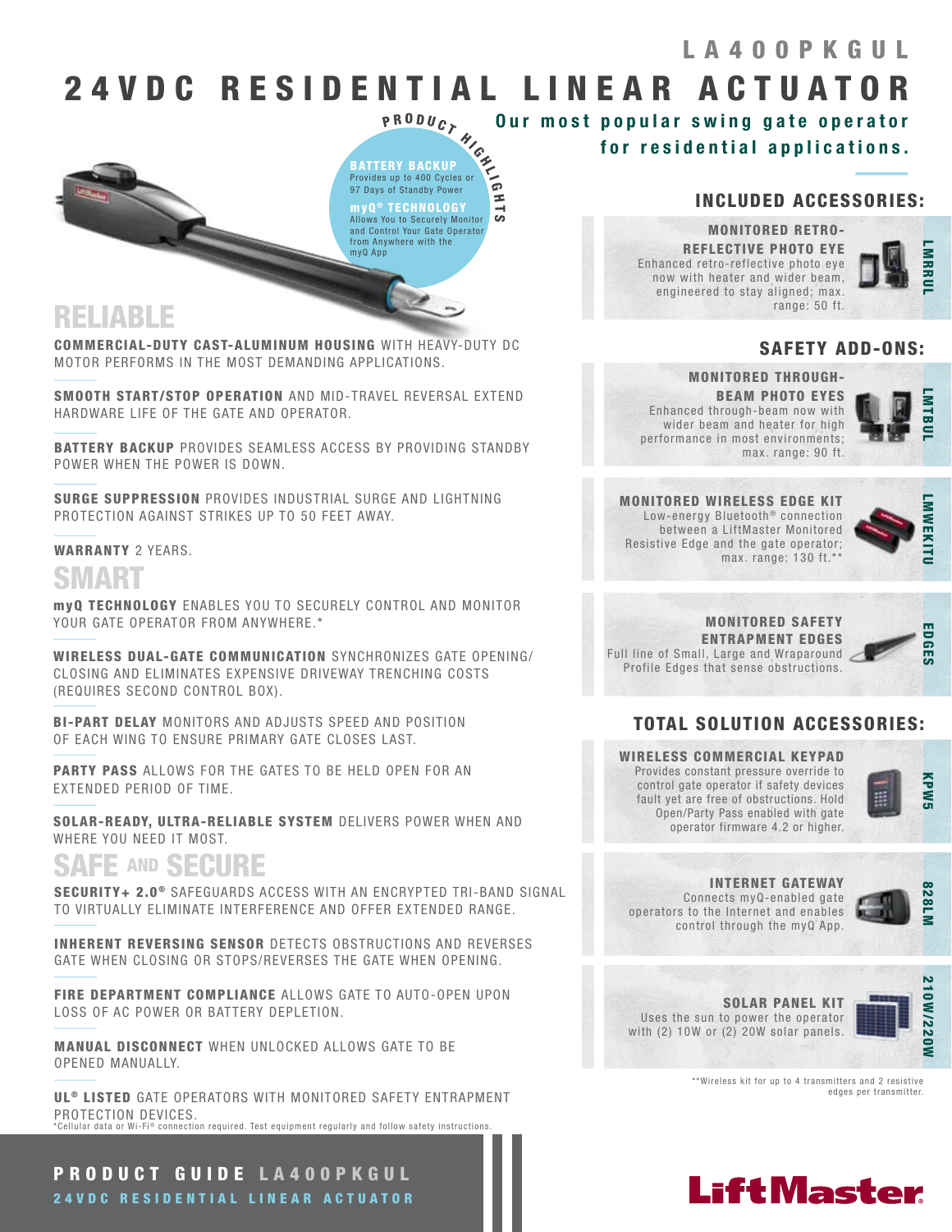# LA400PKGUL

# 24VDC RESIDENTIAL LINEAR ACTUATOR

**Our most popular swing gate operator for residential applications.**

### PRODUCT HIGHLIGHTS

**BATTERY BACKUP**
Provides up to 400 Cycles or 97 Days of Standby Power

**myQ® TECHNOLOGY**
Allows You to Securely Monitor and Control Your Gate Operator from Anywhere with the myQ App

## RELIABLE

**COMMERCIAL-DUTY CAST-ALUMINUM HOUSING** WITH HEAVY-DUTY DC MOTOR PERFORMS IN THE MOST DEMANDING APPLICATIONS.

**SMOOTH START/STOP OPERATION** AND MID-TRAVEL REVERSAL EXTEND HARDWARE LIFE OF THE GATE AND OPERATOR.

**BATTERY BACKUP** PROVIDES SEAMLESS ACCESS BY PROVIDING STANDBY POWER WHEN THE POWER IS DOWN.

**SURGE SUPPRESSION** PROVIDES INDUSTRIAL SURGE AND LIGHTNING PROTECTION AGAINST STRIKES UP TO 50 FEET AWAY.

**WARRANTY** 2 YEARS.

## SMART

**myQ TECHNOLOGY** ENABLES YOU TO SECURELY CONTROL AND MONITOR YOUR GATE OPERATOR FROM ANYWHERE.*

**WIRELESS DUAL-GATE COMMUNICATION** SYNCHRONIZES GATE OPENING/CLOSING AND ELIMINATES EXPENSIVE DRIVEWAY TRENCHING COSTS (REQUIRES SECOND CONTROL BOX).

**BI-PART DELAY** MONITORS AND ADJUSTS SPEED AND POSITION OF EACH WING TO ENSURE PRIMARY GATE CLOSES LAST.

**PARTY PASS** ALLOWS FOR THE GATES TO BE HELD OPEN FOR AN EXTENDED PERIOD OF TIME.

**SOLAR-READY, ULTRA-RELIABLE SYSTEM** DELIVERS POWER WHEN AND WHERE YOU NEED IT MOST.

## SAFE AND SECURE

**SECURITY+ 2.0®** SAFEGUARDS ACCESS WITH AN ENCRYPTED TRI-BAND SIGNAL TO VIRTUALLY ELIMINATE INTERFERENCE AND OFFER EXTENDED RANGE.

**INHERENT REVERSING SENSOR** DETECTS OBSTRUCTIONS AND REVERSES GATE WHEN CLOSING OR STOPS/REVERSES THE GATE WHEN OPENING.

**FIRE DEPARTMENT COMPLIANCE** ALLOWS GATE TO AUTO-OPEN UPON LOSS OF AC POWER OR BATTERY DEPLETION.

**MANUAL DISCONNECT** WHEN UNLOCKED ALLOWS GATE TO BE OPENED MANUALLY.

**UL® LISTED** GATE OPERATORS WITH MONITORED SAFETY ENTRAPMENT PROTECTION DEVICES.

*Cellular data or Wi-Fi® connection required. Test equipment regularly and follow safety instructions.

## INCLUDED ACCESSORIES:

**MONITORED RETRO-REFLECTIVE PHOTO EYE** — LMRRUL
Enhanced retro-reflective photo eye now with heater and wider beam, engineered to stay aligned; max. range: 50 ft.

## SAFETY ADD-ONS:

**MONITORED THROUGH-BEAM PHOTO EYES** — LMTBUL
Enhanced through-beam now with wider beam and heater for high performance in most environments; max. range: 90 ft.

**MONITORED WIRELESS EDGE KIT** — LMWEKITU
Low-energy Bluetooth® connection between a LiftMaster Monitored Resistive Edge and the gate operator; max. range: 130 ft.**

**MONITORED SAFETY ENTRAPMENT EDGES** — EDGES
Full line of Small, Large and Wraparound Profile Edges that sense obstructions.

## TOTAL SOLUTION ACCESSORIES:

**WIRELESS COMMERCIAL KEYPAD** — KPW5
Provides constant pressure override to control gate operator if safety devices fault yet are free of obstructions. Hold Open/Party Pass enabled with gate operator firmware 4.2 or higher.

**INTERNET GATEWAY** — 828LM
Connects myQ-enabled gate operators to the Internet and enables control through the myQ App.

**SOLAR PANEL KIT** — 210W/220W
Uses the sun to power the operator with (2) 10W or (2) 20W solar panels.

**Wireless kit for up to 4 transmitters and 2 resistive edges per transmitter.

**PRODUCT GUIDE LA400PKGUL**
**24VDC RESIDENTIAL LINEAR ACTUATOR**

LiftMaster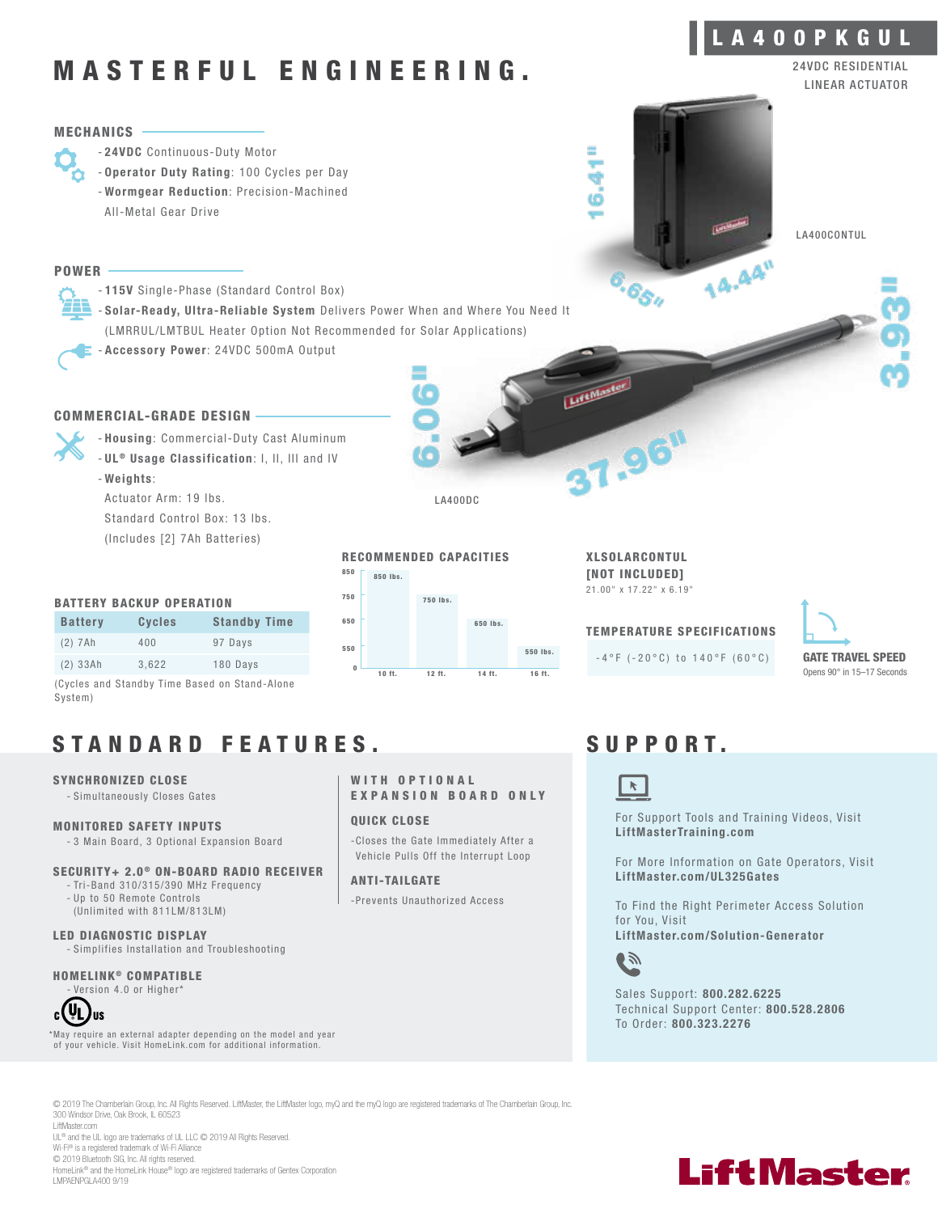# MASTERFUL ENGINEERING.

**LA400PKGUL**

24VDC RESIDENTIAL LINEAR ACTUATOR

## MECHANICS

- **24VDC** Continuous-Duty Motor
- **Operator Duty Rating**: 100 Cycles per Day
- **Wormgear Reduction**: Precision-Machined All-Metal Gear Drive

## POWER

- **115V** Single-Phase (Standard Control Box)
- **Solar-Ready, Ultra-Reliable System** Delivers Power When and Where You Need It (LMRRUL/LMTBUL Heater Option Not Recommended for Solar Applications)
- **Accessory Power**: 24VDC 500mA Output

## COMMERCIAL-GRADE DESIGN

- **Housing**: Commercial-Duty Cast Aluminum
- **UL® Usage Classification**: I, II, III and IV
- **Weights**:
  Actuator Arm: 19 lbs.
  Standard Control Box: 13 lbs.
  (Includes [2] 7Ah Batteries)

16.41"
6.65"
14.44"
LA400CONTUL

6.06"
37.96"
3.93"
LA400DC

## BATTERY BACKUP OPERATION

| Battery | Cycles | Standby Time |
|---|---|---|
| (2) 7Ah | 400 | 97 Days |
| (2) 33Ah | 3,622 | 180 Days |

(Cycles and Standby Time Based on Stand-Alone System)

## RECOMMENDED CAPACITIES

850
750
650
550
0
850 lbs.
750 lbs.
650 lbs.
550 lbs.
10 ft.
12 ft.
14 ft.
16 ft.

## XLSOLARCONTUL [NOT INCLUDED]

21.00" x 17.22" x 6.19"

## TEMPERATURE SPECIFICATIONS

-4°F (-20°C) to 140°F (60°C)

## GATE TRAVEL SPEED

Opens 90° in 15–17 Seconds

# STANDARD FEATURES.

### SYNCHRONIZED CLOSE
- Simultaneously Closes Gates

### MONITORED SAFETY INPUTS
- 3 Main Board, 3 Optional Expansion Board

### SECURITY+ 2.0® ON-BOARD RADIO RECEIVER
- Tri-Band 310/315/390 MHz Frequency
- Up to 50 Remote Controls (Unlimited with 811LM/813LM)

### LED DIAGNOSTIC DISPLAY
- Simplifies Installation and Troubleshooting

### HOMELINK® COMPATIBLE
- Version 4.0 or Higher*

*May require an external adapter depending on the model and year of your vehicle. Visit HomeLink.com for additional information.

### WITH OPTIONAL EXPANSION BOARD ONLY

### QUICK CLOSE
- Closes the Gate Immediately After a Vehicle Pulls Off the Interrupt Loop

### ANTI-TAILGATE
- Prevents Unauthorized Access

# SUPPORT.

For Support Tools and Training Videos, Visit **LiftMasterTraining.com**

For More Information on Gate Operators, Visit **LiftMaster.com/UL325Gates**

To Find the Right Perimeter Access Solution for You, Visit **LiftMaster.com/Solution-Generator**

Sales Support: **800.282.6225**
Technical Support Center: **800.528.2806**
To Order: **800.323.2276**

© 2019 The Chamberlain Group, Inc. All Rights Reserved. LiftMaster, the LiftMaster logo, myQ and the myQ logo are registered trademarks of The Chamberlain Group, Inc.
300 Windsor Drive, Oak Brook, IL 60523
LiftMaster.com
UL® and the UL logo are trademarks of UL LLC © 2019 All Rights Reserved.
Wi-Fi® is a registered trademark of Wi-Fi Alliance
© 2019 Bluetooth SIG, Inc. All rights reserved.
HomeLink® and the HomeLink House® logo are registered trademarks of Gentex Corporation
LMPAENPGLA400 9/19

LiftMaster